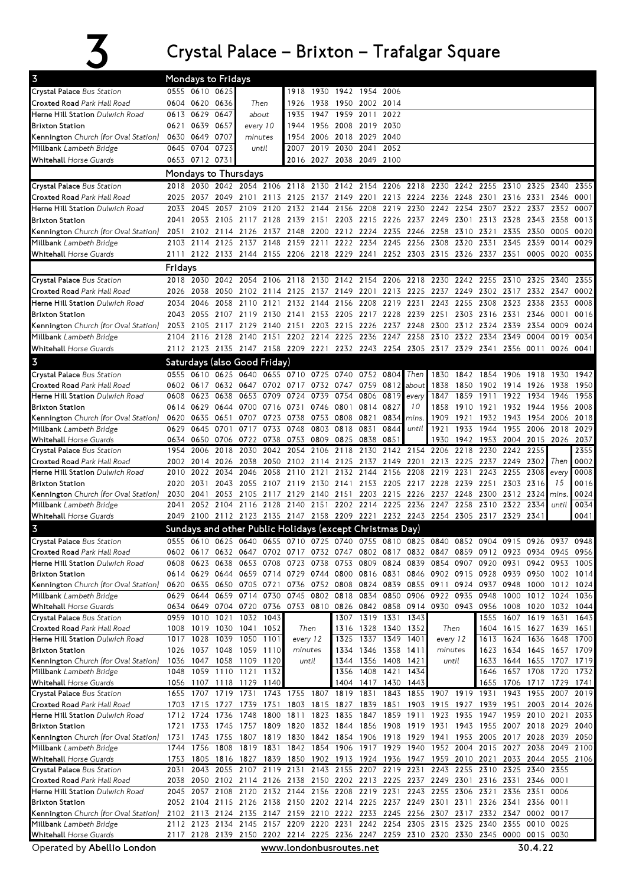# 3 Crystal Palace – Brixton – Trafalgar Square

## Mondays to Fridays

| Stop | | | | | | | | | |
|---|---|---|---|---|---|---|---|---|---|
| Crystal Palace *Bus Station* | 0555 | 0610 | 0625 | Then | 1918 | 1930 | 1942 | 1954 | 2006 |
| Croxted Road *Park Hall Road* | 0604 | 0620 | 0636 | about | 1926 | 1938 | 1950 | 2002 | 2014 |
| Herne Hill Station *Dulwich Road* | 0613 | 0629 | 0647 | every 10 | 1935 | 1947 | 1959 | 2011 | 2022 |
| Brixton Station | 0621 | 0639 | 0657 | minutes | 1944 | 1956 | 2008 | 2019 | 2030 |
| Kennington *Church (for Oval Station)* | 0630 | 0649 | 0707 | until | 1954 | 2006 | 2018 | 2029 | 2040 |
| Millbank *Lambeth Bridge* | 0645 | 0704 | 0723 | | 2007 | 2019 | 2030 | 2041 | 2052 |
| Whitehall *Horse Guards* | 0653 | 0712 | 0731 | | 2016 | 2027 | 2038 | 2049 | 2100 |

## Mondays to Thursdays

| Stop | | | | | | | | | | | | | | | | | | |
|---|---|---|---|---|---|---|---|---|---|---|---|---|---|---|---|---|---|---|
| Crystal Palace *Bus Station* | 2018 | 2030 | 2042 | 2054 | 2106 | 2118 | 2130 | 2142 | 2154 | 2206 | 2218 | 2230 | 2242 | 2255 | 2310 | 2325 | 2340 | 2355 |
| Croxted Road *Park Hall Road* | 2025 | 2037 | 2049 | 2101 | 2113 | 2125 | 2137 | 2149 | 2201 | 2213 | 2224 | 2236 | 2248 | 2301 | 2316 | 2331 | 2346 | 0001 |
| Herne Hill Station *Dulwich Road* | 2033 | 2045 | 2057 | 2109 | 2120 | 2132 | 2144 | 2156 | 2208 | 2219 | 2230 | 2242 | 2254 | 2307 | 2322 | 2337 | 2352 | 0007 |
| Brixton Station | 2041 | 2053 | 2105 | 2117 | 2128 | 2139 | 2151 | 2203 | 2215 | 2226 | 2237 | 2249 | 2301 | 2313 | 2328 | 2343 | 2358 | 0013 |
| Kennington *Church (for Oval Station)* | 2051 | 2102 | 2114 | 2126 | 2137 | 2148 | 2200 | 2212 | 2224 | 2235 | 2246 | 2258 | 2310 | 2321 | 2335 | 2350 | 0005 | 0020 |
| Millbank *Lambeth Bridge* | 2103 | 2114 | 2125 | 2137 | 2148 | 2159 | 2211 | 2222 | 2234 | 2245 | 2256 | 2308 | 2320 | 2331 | 2345 | 2359 | 0014 | 0029 |
| Whitehall *Horse Guards* | 2111 | 2122 | 2133 | 2144 | 2155 | 2206 | 2218 | 2229 | 2241 | 2252 | 2303 | 2315 | 2326 | 2337 | 2351 | 0005 | 0020 | 0035 |

## Fridays

| Stop | | | | | | | | | | | | | | | | | | |
|---|---|---|---|---|---|---|---|---|---|---|---|---|---|---|---|---|---|---|
| Crystal Palace *Bus Station* | 2018 | 2030 | 2042 | 2054 | 2106 | 2118 | 2130 | 2142 | 2154 | 2206 | 2218 | 2230 | 2242 | 2255 | 2310 | 2325 | 2340 | 2355 |
| Croxted Road *Park Hall Road* | 2026 | 2038 | 2050 | 2102 | 2114 | 2125 | 2137 | 2149 | 2201 | 2213 | 2225 | 2237 | 2249 | 2302 | 2317 | 2332 | 2347 | 0002 |
| Herne Hill Station *Dulwich Road* | 2034 | 2046 | 2058 | 2110 | 2121 | 2132 | 2144 | 2156 | 2208 | 2219 | 2231 | 2243 | 2255 | 2308 | 2323 | 2338 | 2353 | 0008 |
| Brixton Station | 2043 | 2055 | 2107 | 2119 | 2130 | 2141 | 2153 | 2205 | 2217 | 2228 | 2239 | 2251 | 2303 | 2316 | 2331 | 2346 | 0001 | 0016 |
| Kennington *Church (for Oval Station)* | 2053 | 2105 | 2117 | 2129 | 2140 | 2151 | 2203 | 2215 | 2226 | 2237 | 2248 | 2300 | 2312 | 2324 | 2339 | 2354 | 0009 | 0024 |
| Millbank *Lambeth Bridge* | 2104 | 2116 | 2128 | 2140 | 2151 | 2202 | 2214 | 2225 | 2236 | 2247 | 2258 | 2310 | 2322 | 2334 | 2349 | 0004 | 0019 | 0034 |
| Whitehall *Horse Guards* | 2112 | 2123 | 2135 | 2147 | 2158 | 2209 | 2221 | 2232 | 2243 | 2254 | 2305 | 2317 | 2329 | 2341 | 2356 | 0011 | 0026 | 0041 |

## Saturdays (also Good Friday)

| Stop | | | | | | | | | | | | | | | | | | |
|---|---|---|---|---|---|---|---|---|---|---|---|---|---|---|---|---|---|---|
| Crystal Palace *Bus Station* | 0555 | 0610 | 0625 | 0640 | 0655 | 0710 | 0725 | 0740 | 0752 | 0804 | Then | 1830 | 1842 | 1854 | 1906 | 1918 | 1930 | 1942 |
| Croxted Road *Park Hall Road* | 0602 | 0617 | 0632 | 0647 | 0702 | 0717 | 0732 | 0747 | 0759 | 0812 | about | 1838 | 1850 | 1902 | 1914 | 1926 | 1938 | 1950 |
| Herne Hill Station *Dulwich Road* | 0608 | 0623 | 0638 | 0653 | 0709 | 0724 | 0739 | 0754 | 0806 | 0819 | every | 1847 | 1859 | 1911 | 1922 | 1934 | 1946 | 1958 |
| Brixton Station | 0614 | 0629 | 0644 | 0700 | 0716 | 0731 | 0746 | 0801 | 0814 | 0827 | 10 | 1858 | 1910 | 1921 | 1932 | 1944 | 1956 | 2008 |
| Kennington *Church (for Oval Station)* | 0620 | 0635 | 0651 | 0707 | 0723 | 0738 | 0753 | 0808 | 0821 | 0834 | mins. | 1909 | 1921 | 1932 | 1943 | 1954 | 2006 | 2018 |
| Millbank *Lambeth Bridge* | 0629 | 0645 | 0701 | 0717 | 0733 | 0748 | 0803 | 0818 | 0831 | 0844 | until | 1921 | 1933 | 1944 | 1955 | 2006 | 2018 | 2029 |
| Whitehall *Horse Guards* | 0634 | 0650 | 0706 | 0722 | 0738 | 0753 | 0809 | 0825 | 0838 | 0851 | | 1930 | 1942 | 1953 | 2004 | 2015 | 2026 | 2037 |
| Crystal Palace *Bus Station* | 1954 | 2006 | 2018 | 2030 | 2042 | 2054 | 2106 | 2118 | 2130 | 2142 | 2154 | 2206 | 2218 | 2230 | 2242 | 2255 | | 2355 |
| Croxted Road *Park Hall Road* | 2002 | 2014 | 2026 | 2038 | 2050 | 2102 | 2114 | 2125 | 2137 | 2149 | 2201 | 2213 | 2225 | 2237 | 2249 | 2302 | Then | 0002 |
| Herne Hill Station *Dulwich Road* | 2010 | 2022 | 2034 | 2046 | 2058 | 2110 | 2121 | 2132 | 2144 | 2156 | 2208 | 2219 | 2231 | 2243 | 2255 | 2308 | every | 0008 |
| Brixton Station | 2020 | 2031 | 2043 | 2055 | 2107 | 2119 | 2130 | 2141 | 2153 | 2205 | 2217 | 2228 | 2239 | 2251 | 2303 | 2316 | 15 | 0016 |
| Kennington *Church (for Oval Station)* | 2030 | 2041 | 2053 | 2105 | 2117 | 2129 | 2140 | 2151 | 2203 | 2215 | 2226 | 2237 | 2248 | 2300 | 2312 | 2324 | mins. | 0024 |
| Millbank *Lambeth Bridge* | 2041 | 2052 | 2104 | 2116 | 2128 | 2140 | 2151 | 2202 | 2214 | 2225 | 2236 | 2247 | 2258 | 2310 | 2322 | 2334 | until | 0034 |
| Whitehall *Horse Guards* | 2049 | 2100 | 2112 | 2123 | 2135 | 2147 | 2158 | 2209 | 2221 | 2232 | 2243 | 2254 | 2305 | 2317 | 2329 | 2341 | | 0041 |

## Sundays and other Public Holidays (except Christmas Day)

| Stop | | | | | | | | | | | | | | | | | | |
|---|---|---|---|---|---|---|---|---|---|---|---|---|---|---|---|---|---|---|
| Crystal Palace *Bus Station* | 0555 | 0610 | 0625 | 0640 | 0655 | 0710 | 0725 | 0740 | 0755 | 0810 | 0825 | 0840 | 0852 | 0904 | 0915 | 0926 | 0937 | 0948 |
| Croxted Road *Park Hall Road* | 0602 | 0617 | 0632 | 0647 | 0702 | 0717 | 0732 | 0747 | 0802 | 0817 | 0832 | 0847 | 0859 | 0912 | 0923 | 0934 | 0945 | 0956 |
| Herne Hill Station *Dulwich Road* | 0608 | 0623 | 0638 | 0653 | 0708 | 0723 | 0738 | 0753 | 0809 | 0824 | 0839 | 0854 | 0907 | 0920 | 0931 | 0942 | 0953 | 1005 |
| Brixton Station | 0614 | 0629 | 0644 | 0659 | 0714 | 0729 | 0744 | 0800 | 0816 | 0831 | 0846 | 0902 | 0915 | 0928 | 0939 | 0950 | 1002 | 1014 |
| Kennington *Church (for Oval Station)* | 0620 | 0635 | 0650 | 0705 | 0721 | 0736 | 0752 | 0808 | 0824 | 0839 | 0855 | 0911 | 0924 | 0937 | 0948 | 1000 | 1012 | 1024 |
| Millbank *Lambeth Bridge* | 0629 | 0644 | 0659 | 0714 | 0730 | 0745 | 0802 | 0818 | 0834 | 0850 | 0906 | 0922 | 0935 | 0948 | 1000 | 1012 | 1024 | 1036 |
| Whitehall *Horse Guards* | 0634 | 0649 | 0704 | 0720 | 0736 | 0753 | 0810 | 0826 | 0842 | 0858 | 0914 | 0930 | 0943 | 0956 | 1008 | 1020 | 1032 | 1044 |
| Crystal Palace *Bus Station* | 0959 | 1010 | 1021 | 1032 | 1043 | Then | 1307 | 1319 | 1331 | 1343 | Then | 1555 | 1607 | 1619 | 1631 | 1643 |
| Croxted Road *Park Hall Road* | 1008 | 1019 | 1030 | 1041 | 1052 | every 12 | 1316 | 1328 | 1340 | 1352 | every 12 | 1604 | 1615 | 1627 | 1639 | 1651 |
| Herne Hill Station *Dulwich Road* | 1017 | 1028 | 1039 | 1050 | 1101 | minutes | 1325 | 1337 | 1349 | 1401 | minutes | 1613 | 1624 | 1636 | 1648 | 1700 |
| Brixton Station | 1026 | 1037 | 1048 | 1059 | 1110 | until | 1334 | 1346 | 1358 | 1411 | until | 1623 | 1634 | 1645 | 1657 | 1709 |
| Kennington *Church (for Oval Station)* | 1036 | 1047 | 1058 | 1109 | 1120 | | 1344 | 1356 | 1408 | 1421 | | 1633 | 1644 | 1655 | 1707 | 1719 |
| Millbank *Lambeth Bridge* | 1048 | 1059 | 1110 | 1121 | 1132 | | 1356 | 1408 | 1421 | 1434 | | 1646 | 1657 | 1708 | 1720 | 1732 |
| Whitehall *Horse Guards* | 1056 | 1107 | 1118 | 1129 | 1140 | | 1404 | 1417 | 1430 | 1443 | | 1655 | 1706 | 1717 | 1729 | 1741 |
| Crystal Palace *Bus Station* | 1655 | 1707 | 1719 | 1731 | 1743 | 1755 | 1807 | 1819 | 1831 | 1843 | 1855 | 1907 | 1919 | 1931 | 1943 | 1955 | 2007 | 2019 |
| Croxted Road *Park Hall Road* | 1703 | 1715 | 1727 | 1739 | 1751 | 1803 | 1815 | 1827 | 1839 | 1851 | 1903 | 1915 | 1927 | 1939 | 1951 | 2003 | 2014 | 2026 |
| Herne Hill Station *Dulwich Road* | 1712 | 1724 | 1736 | 1748 | 1800 | 1811 | 1823 | 1835 | 1847 | 1859 | 1911 | 1923 | 1935 | 1947 | 1959 | 2010 | 2021 | 2033 |
| Brixton Station | 1721 | 1733 | 1745 | 1757 | 1809 | 1820 | 1832 | 1844 | 1856 | 1908 | 1919 | 1931 | 1943 | 1955 | 2007 | 2018 | 2029 | 2040 |
| Kennington *Church (for Oval Station)* | 1731 | 1743 | 1755 | 1807 | 1819 | 1830 | 1842 | 1854 | 1906 | 1918 | 1929 | 1941 | 1953 | 2005 | 2017 | 2028 | 2039 | 2050 |
| Millbank *Lambeth Bridge* | 1744 | 1756 | 1808 | 1819 | 1831 | 1842 | 1854 | 1906 | 1917 | 1929 | 1940 | 1952 | 2004 | 2015 | 2027 | 2038 | 2049 | 2100 |
| Whitehall *Horse Guards* | 1753 | 1805 | 1816 | 1827 | 1839 | 1850 | 1902 | 1913 | 1924 | 1936 | 1947 | 1959 | 2010 | 2021 | 2033 | 2044 | 2055 | 2106 |
| Crystal Palace *Bus Station* | 2031 | 2043 | 2055 | 2107 | 2119 | 2131 | 2143 | 2155 | 2207 | 2219 | 2231 | 2243 | 2255 | 2310 | 2325 | 2340 | 2355 | |
| Croxted Road *Park Hall Road* | 2038 | 2050 | 2102 | 2114 | 2126 | 2138 | 2150 | 2202 | 2213 | 2225 | 2237 | 2249 | 2301 | 2316 | 2331 | 2346 | 0001 | |
| Herne Hill Station *Dulwich Road* | 2045 | 2057 | 2108 | 2120 | 2132 | 2144 | 2156 | 2208 | 2219 | 2231 | 2243 | 2255 | 2306 | 2321 | 2336 | 2351 | 0006 | |
| Brixton Station | 2052 | 2104 | 2115 | 2126 | 2138 | 2150 | 2202 | 2214 | 2225 | 2237 | 2249 | 2301 | 2311 | 2326 | 2341 | 2356 | 0011 | |
| Kennington *Church (for Oval Station)* | 2102 | 2113 | 2124 | 2135 | 2147 | 2159 | 2210 | 2222 | 2233 | 2245 | 2256 | 2307 | 2317 | 2332 | 2347 | 0002 | 0017 | |
| Millbank *Lambeth Bridge* | 2112 | 2123 | 2134 | 2145 | 2157 | 2209 | 2220 | 2231 | 2242 | 2254 | 2305 | 2315 | 2325 | 2340 | 2355 | 0010 | 0025 | |
| Whitehall *Horse Guards* | 2117 | 2128 | 2139 | 2150 | 2202 | 2214 | 2225 | 2236 | 2247 | 2259 | 2310 | 2320 | 2330 | 2345 | 0000 | 0015 | 0030 | |

Operated by **Abellio London** www.londonbusroutes.net 30.4.22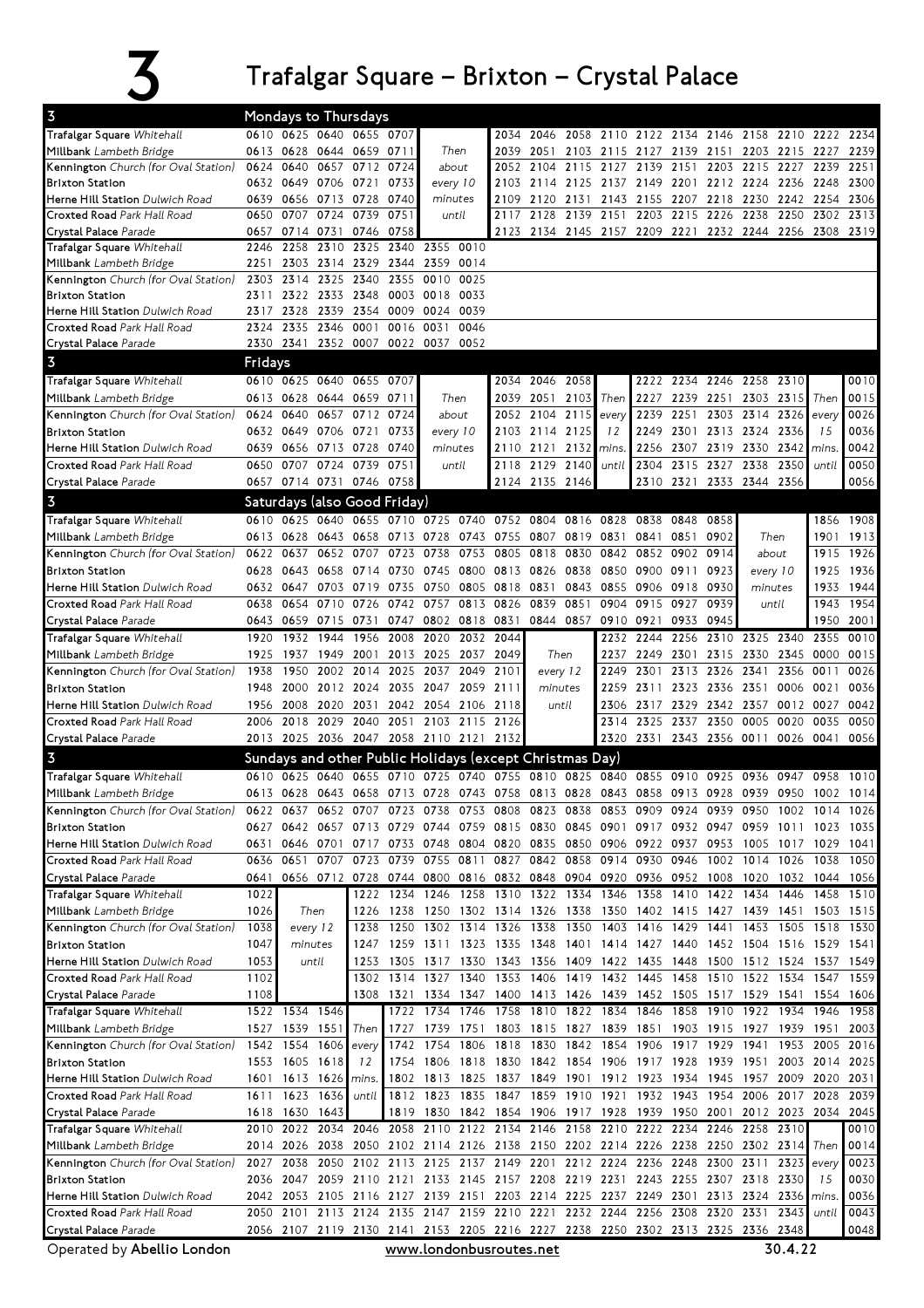# 3 Trafalgar Square – Brixton – Crystal Palace

## Mondays to Thursdays

| 3 | | | | | | | | | | | | | | | | | | | |
|---|---|---|---|---|---|---|---|---|---|---|---|---|---|---|---|---|---|---|---|
| Trafalgar Square Whitehall | 0610 | 0625 | 0640 | 0655 | 0707 | Then about every 10 minutes until | 2034 | 2046 | 2058 | 2110 | 2122 | 2134 | 2146 | 2158 | 2210 | 2222 | 2234 |
| Millbank Lambeth Bridge | 0613 | 0628 | 0644 | 0659 | 0711 | | 2039 | 2051 | 2103 | 2115 | 2127 | 2139 | 2151 | 2203 | 2215 | 2227 | 2239 |
| Kennington Church (for Oval Station) | 0624 | 0640 | 0657 | 0712 | 0724 | | 2052 | 2104 | 2115 | 2127 | 2139 | 2151 | 2203 | 2215 | 2227 | 2239 | 2251 |
| Brixton Station | 0632 | 0649 | 0706 | 0721 | 0733 | | 2103 | 2114 | 2125 | 2137 | 2149 | 2201 | 2212 | 2224 | 2236 | 2248 | 2300 |
| Herne Hill Station Dulwich Road | 0639 | 0656 | 0713 | 0728 | 0740 | | 2109 | 2120 | 2131 | 2143 | 2155 | 2207 | 2218 | 2230 | 2242 | 2254 | 2306 |
| Croxted Road Park Hall Road | 0650 | 0707 | 0724 | 0739 | 0751 | | 2117 | 2128 | 2139 | 2151 | 2203 | 2215 | 2226 | 2238 | 2250 | 2302 | 2313 |
| Crystal Palace Parade | 0657 | 0714 | 0731 | 0746 | 0758 | | 2123 | 2134 | 2145 | 2157 | 2209 | 2221 | 2232 | 2244 | 2256 | 2308 | 2319 |

| | | | | | | | |
|---|---|---|---|---|---|---|---|
| Trafalgar Square Whitehall | 2246 | 2258 | 2310 | 2325 | 2340 | 2355 | 0010 |
| Millbank Lambeth Bridge | 2251 | 2303 | 2314 | 2329 | 2344 | 2359 | 0014 |
| Kennington Church (for Oval Station) | 2303 | 2314 | 2325 | 2340 | 2355 | 0010 | 0025 |
| Brixton Station | 2311 | 2322 | 2333 | 2348 | 0003 | 0018 | 0033 |
| Herne Hill Station Dulwich Road | 2317 | 2328 | 2339 | 2354 | 0009 | 0024 | 0039 |
| Croxted Road Park Hall Road | 2324 | 2335 | 2346 | 0001 | 0016 | 0031 | 0046 |
| Crystal Palace Parade | 2330 | 2341 | 2352 | 0007 | 0022 | 0037 | 0052 |

## Fridays

| 3 | | | | | | | | | | | | | | | | | | |
|---|---|---|---|---|---|---|---|---|---|---|---|---|---|---|---|---|---|---|
| Trafalgar Square Whitehall | 0610 | 0625 | 0640 | 0655 | 0707 | Then about every 10 minutes until | 2034 | 2046 | 2058 | Then every 12 mins. until | 2222 | 2234 | 2246 | 2258 | 2310 | Then every 15 mins. until | 0010 |
| Millbank Lambeth Bridge | 0613 | 0628 | 0644 | 0659 | 0711 | | 2039 | 2051 | 2103 | | 2227 | 2239 | 2251 | 2303 | 2315 | | 0015 |
| Kennington Church (for Oval Station) | 0624 | 0640 | 0657 | 0712 | 0724 | | 2052 | 2104 | 2115 | | 2239 | 2251 | 2303 | 2314 | 2326 | | 0026 |
| Brixton Station | 0632 | 0649 | 0706 | 0721 | 0733 | | 2103 | 2114 | 2125 | | 2249 | 2301 | 2313 | 2324 | 2336 | | 0036 |
| Herne Hill Station Dulwich Road | 0639 | 0656 | 0713 | 0728 | 0740 | | 2110 | 2121 | 2132 | | 2256 | 2307 | 2319 | 2330 | 2342 | | 0042 |
| Croxted Road Park Hall Road | 0650 | 0707 | 0724 | 0739 | 0751 | | 2118 | 2129 | 2140 | | 2304 | 2315 | 2327 | 2338 | 2350 | | 0050 |
| Crystal Palace Parade | 0657 | 0714 | 0731 | 0746 | 0758 | | 2124 | 2135 | 2146 | | 2310 | 2321 | 2333 | 2344 | 2356 | | 0056 |

## Saturdays (also Good Friday)

| 3 | | | | | | | | | | | | | | | | | | |
|---|---|---|---|---|---|---|---|---|---|---|---|---|---|---|---|---|---|---|
| Trafalgar Square Whitehall | 0610 | 0625 | 0640 | 0655 | 0710 | 0725 | 0740 | 0752 | 0804 | 0816 | 0828 | 0838 | 0848 | 0858 | Then about every 10 minutes until | 1856 | 1908 |
| Millbank Lambeth Bridge | 0613 | 0628 | 0643 | 0658 | 0713 | 0728 | 0743 | 0755 | 0807 | 0819 | 0831 | 0841 | 0851 | 0902 | | 1901 | 1913 |
| Kennington Church (for Oval Station) | 0622 | 0637 | 0652 | 0707 | 0723 | 0738 | 0753 | 0805 | 0818 | 0830 | 0842 | 0852 | 0902 | 0914 | | 1915 | 1926 |
| Brixton Station | 0628 | 0643 | 0658 | 0714 | 0730 | 0745 | 0800 | 0813 | 0826 | 0838 | 0850 | 0900 | 0911 | 0923 | | 1925 | 1936 |
| Herne Hill Station Dulwich Road | 0632 | 0647 | 0703 | 0719 | 0735 | 0750 | 0805 | 0818 | 0831 | 0843 | 0855 | 0906 | 0918 | 0930 | | 1933 | 1944 |
| Croxted Road Park Hall Road | 0638 | 0654 | 0710 | 0726 | 0742 | 0757 | 0813 | 0826 | 0839 | 0851 | 0904 | 0915 | 0927 | 0939 | | 1943 | 1954 |
| Crystal Palace Parade | 0643 | 0659 | 0715 | 0731 | 0747 | 0802 | 0818 | 0831 | 0844 | 0857 | 0910 | 0921 | 0933 | 0945 | | 1950 | 2001 |

| | | | | | | | | | | | | | | | | | |
|---|---|---|---|---|---|---|---|---|---|---|---|---|---|---|---|---|---|
| Trafalgar Square Whitehall | 1920 | 1932 | 1944 | 1956 | 2008 | 2020 | 2032 | 2044 | Then every 12 minutes until | 2232 | 2244 | 2256 | 2310 | 2325 | 2340 | 2355 | 0010 |
| Millbank Lambeth Bridge | 1925 | 1937 | 1949 | 2001 | 2013 | 2025 | 2037 | 2049 | | 2237 | 2249 | 2301 | 2315 | 2330 | 2345 | 0000 | 0015 |
| Kennington Church (for Oval Station) | 1938 | 1950 | 2002 | 2014 | 2025 | 2037 | 2049 | 2101 | | 2249 | 2301 | 2313 | 2326 | 2341 | 2356 | 0011 | 0026 |
| Brixton Station | 1948 | 2000 | 2012 | 2024 | 2035 | 2047 | 2059 | 2111 | | 2259 | 2311 | 2323 | 2336 | 2351 | 0006 | 0021 | 0036 |
| Herne Hill Station Dulwich Road | 1956 | 2008 | 2020 | 2031 | 2042 | 2054 | 2106 | 2118 | | 2306 | 2317 | 2329 | 2342 | 2357 | 0012 | 0027 | 0042 |
| Croxted Road Park Hall Road | 2006 | 2018 | 2029 | 2040 | 2051 | 2103 | 2115 | 2126 | | 2314 | 2325 | 2337 | 2350 | 0005 | 0020 | 0035 | 0050 |
| Crystal Palace Parade | 2013 | 2025 | 2036 | 2047 | 2058 | 2110 | 2121 | 2132 | | 2320 | 2331 | 2343 | 2356 | 0011 | 0026 | 0041 | 0056 |

## Sundays and other Public Holidays (except Christmas Day)

| 3 | | | | | | | | | | | | | | | | | | |
|---|---|---|---|---|---|---|---|---|---|---|---|---|---|---|---|---|---|---|
| Trafalgar Square Whitehall | 0610 | 0625 | 0640 | 0655 | 0710 | 0725 | 0740 | 0755 | 0810 | 0825 | 0840 | 0855 | 0910 | 0925 | 0936 | 0947 | 0958 | 1010 |
| Millbank Lambeth Bridge | 0613 | 0628 | 0643 | 0658 | 0713 | 0728 | 0743 | 0758 | 0813 | 0828 | 0843 | 0858 | 0913 | 0928 | 0939 | 0950 | 1002 | 1014 |
| Kennington Church (for Oval Station) | 0622 | 0637 | 0652 | 0707 | 0723 | 0738 | 0753 | 0808 | 0823 | 0838 | 0853 | 0909 | 0924 | 0939 | 0950 | 1002 | 1014 | 1026 |
| Brixton Station | 0627 | 0642 | 0657 | 0713 | 0729 | 0744 | 0759 | 0815 | 0830 | 0845 | 0901 | 0917 | 0932 | 0947 | 0959 | 1011 | 1023 | 1035 |
| Herne Hill Station Dulwich Road | 0631 | 0646 | 0701 | 0717 | 0733 | 0748 | 0804 | 0820 | 0835 | 0850 | 0906 | 0922 | 0937 | 0953 | 1005 | 1017 | 1029 | 1041 |
| Croxted Road Park Hall Road | 0636 | 0651 | 0707 | 0723 | 0739 | 0755 | 0811 | 0827 | 0842 | 0858 | 0914 | 0930 | 0946 | 1002 | 1014 | 1026 | 1038 | 1050 |
| Crystal Palace Parade | 0641 | 0656 | 0712 | 0728 | 0744 | 0800 | 0816 | 0832 | 0848 | 0904 | 0920 | 0936 | 0952 | 1008 | 1020 | 1032 | 1044 | 1056 |

| | | | | | | | | | | | | | | | | |
|---|---|---|---|---|---|---|---|---|---|---|---|---|---|---|---|---|
| Trafalgar Square Whitehall | 1022 | Then every 12 minutes until | 1222 | 1234 | 1246 | 1258 | 1310 | 1322 | 1334 | 1346 | 1358 | 1410 | 1422 | 1434 | 1446 | 1458 | 1510 |
| Millbank Lambeth Bridge | 1026 | | 1226 | 1238 | 1250 | 1302 | 1314 | 1326 | 1338 | 1350 | 1402 | 1415 | 1427 | 1439 | 1451 | 1503 | 1515 |
| Kennington Church (for Oval Station) | 1038 | | 1238 | 1250 | 1302 | 1314 | 1326 | 1338 | 1350 | 1403 | 1416 | 1429 | 1441 | 1453 | 1505 | 1518 | 1530 |
| Brixton Station | 1047 | | 1247 | 1259 | 1311 | 1323 | 1335 | 1348 | 1401 | 1414 | 1427 | 1440 | 1452 | 1504 | 1516 | 1529 | 1541 |
| Herne Hill Station Dulwich Road | 1053 | | 1253 | 1305 | 1317 | 1330 | 1343 | 1356 | 1409 | 1422 | 1435 | 1448 | 1500 | 1512 | 1524 | 1537 | 1549 |
| Croxted Road Park Hall Road | 1102 | | 1302 | 1314 | 1327 | 1340 | 1353 | 1406 | 1419 | 1432 | 1445 | 1458 | 1510 | 1522 | 1534 | 1547 | 1559 |
| Crystal Palace Parade | 1108 | | 1308 | 1321 | 1334 | 1347 | 1400 | 1413 | 1426 | 1439 | 1452 | 1505 | 1517 | 1529 | 1541 | 1554 | 1606 |

| | | | | | | | | | | | | | | | | | | |
|---|---|---|---|---|---|---|---|---|---|---|---|---|---|---|---|---|---|---|
| Trafalgar Square Whitehall | 1522 | 1534 | 1546 | Then every 12 mins. until | 1722 | 1734 | 1746 | 1758 | 1810 | 1822 | 1834 | 1846 | 1858 | 1910 | 1922 | 1934 | 1946 | 1958 |
| Millbank Lambeth Bridge | 1527 | 1539 | 1551 | | 1727 | 1739 | 1751 | 1803 | 1815 | 1827 | 1839 | 1851 | 1903 | 1915 | 1927 | 1939 | 1951 | 2003 |
| Kennington Church (for Oval Station) | 1542 | 1554 | 1606 | | 1742 | 1754 | 1806 | 1818 | 1830 | 1842 | 1854 | 1906 | 1917 | 1929 | 1941 | 1953 | 2005 | 2016 |
| Brixton Station | 1553 | 1605 | 1618 | | 1754 | 1806 | 1818 | 1830 | 1842 | 1854 | 1906 | 1917 | 1928 | 1939 | 1951 | 2003 | 2014 | 2025 |
| Herne Hill Station Dulwich Road | 1601 | 1613 | 1626 | | 1802 | 1813 | 1825 | 1837 | 1849 | 1901 | 1912 | 1923 | 1934 | 1945 | 1957 | 2009 | 2020 | 2031 |
| Croxted Road Park Hall Road | 1611 | 1623 | 1636 | | 1812 | 1823 | 1835 | 1847 | 1859 | 1910 | 1921 | 1932 | 1943 | 1954 | 2006 | 2017 | 2028 | 2039 |
| Crystal Palace Parade | 1618 | 1630 | 1643 | | 1819 | 1830 | 1842 | 1854 | 1906 | 1917 | 1928 | 1939 | 1950 | 2001 | 2012 | 2023 | 2034 | 2045 |

| | | | | | | | | | | | | | | | | | | |
|---|---|---|---|---|---|---|---|---|---|---|---|---|---|---|---|---|---|---|
| Trafalgar Square Whitehall | 2010 | 2022 | 2034 | 2046 | 2058 | 2110 | 2122 | 2134 | 2146 | 2158 | 2210 | 2222 | 2234 | 2246 | 2258 | 2310 | Then every 15 mins. until | 0010 |
| Millbank Lambeth Bridge | 2014 | 2026 | 2038 | 2050 | 2102 | 2114 | 2126 | 2138 | 2150 | 2202 | 2214 | 2226 | 2238 | 2250 | 2302 | 2314 | | 0014 |
| Kennington Church (for Oval Station) | 2027 | 2038 | 2050 | 2102 | 2113 | 2125 | 2137 | 2149 | 2201 | 2212 | 2224 | 2236 | 2248 | 2300 | 2311 | 2323 | | 0023 |
| Brixton Station | 2036 | 2047 | 2059 | 2110 | 2121 | 2133 | 2145 | 2157 | 2208 | 2219 | 2231 | 2243 | 2255 | 2307 | 2318 | 2330 | | 0030 |
| Herne Hill Station Dulwich Road | 2042 | 2053 | 2105 | 2116 | 2127 | 2139 | 2151 | 2203 | 2214 | 2225 | 2237 | 2249 | 2301 | 2313 | 2324 | 2336 | | 0036 |
| Croxted Road Park Hall Road | 2050 | 2101 | 2113 | 2124 | 2135 | 2147 | 2159 | 2210 | 2221 | 2232 | 2244 | 2256 | 2308 | 2320 | 2331 | 2343 | | 0043 |
| Crystal Palace Parade | 2056 | 2107 | 2119 | 2130 | 2141 | 2153 | 2205 | 2216 | 2227 | 2238 | 2250 | 2302 | 2313 | 2325 | 2336 | 2348 | | 0048 |

Operated by **Abellio London** www.londonbusroutes.net 30.4.22